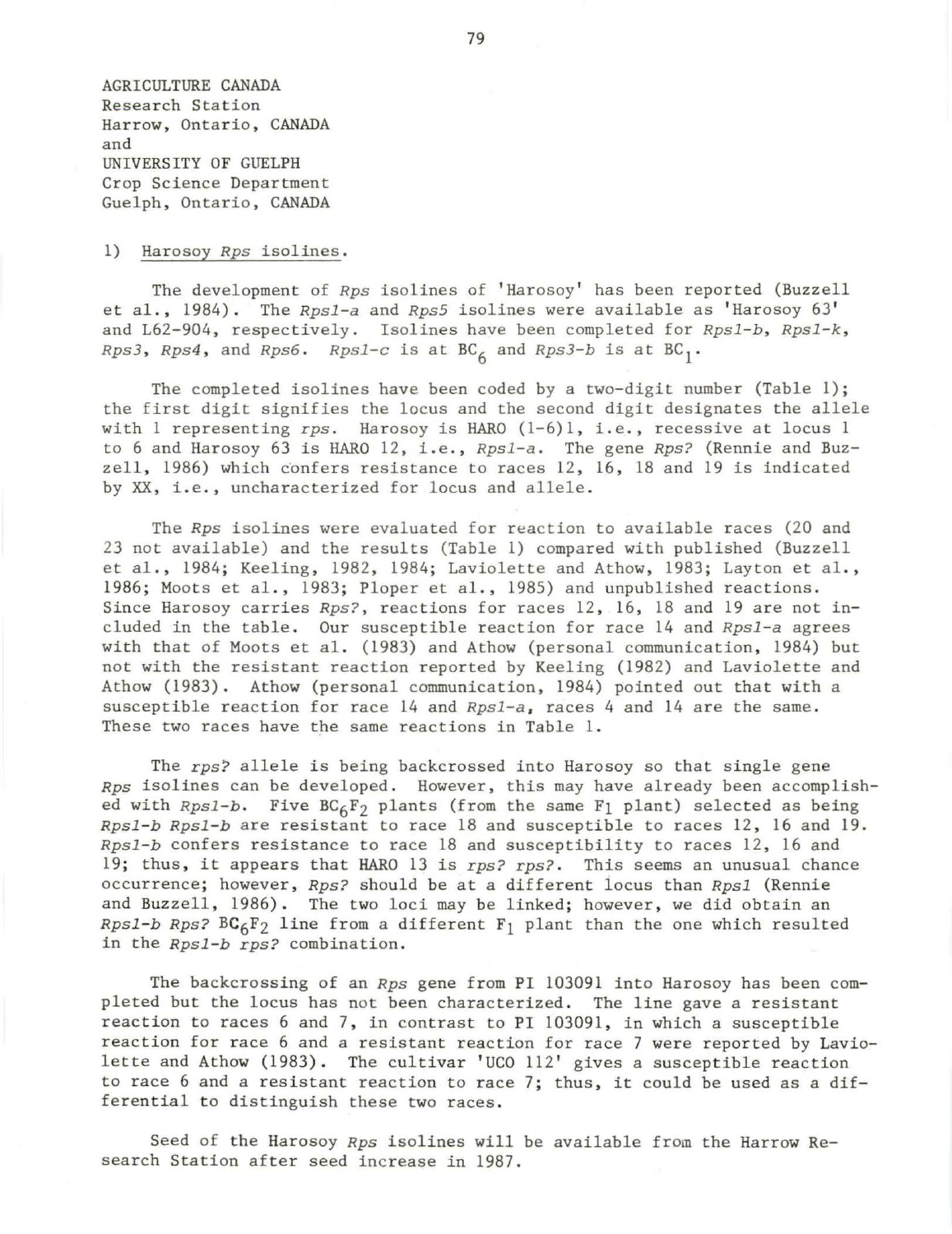AGRICULTURE CANADA
Research Station
Harrow, Ontario, CANADA
and
UNIVERSITY OF GUELPH
Crop Science Department
Guelph, Ontario, CANADA

1) Harosoy *Rps* isolines.

The development of *Rps* isolines of 'Harosoy' has been reported (Buzzell et al., 1984). The *Rps1-a* and *Rps5* isolines were available as 'Harosoy 63' and L62-904, respectively. Isolines have been completed for *Rps1-b*, *Rps1-k*, *Rps3*, *Rps4*, and *Rps6*. *Rps1-c* is at $BC_6$ and *Rps3-b* is at $BC_1$.

The completed isolines have been coded by a two-digit number (Table 1); the first digit signifies the locus and the second digit designates the allele with 1 representing *rps*. Harosoy is HARO (1-6)1, i.e., recessive at locus 1 to 6 and Harosoy 63 is HARO 12, i.e., *Rps1-a*. The gene *Rps?* (Rennie and Buzzell, 1986) which confers resistance to races 12, 16, 18 and 19 is indicated by XX, i.e., uncharacterized for locus and allele.

The *Rps* isolines were evaluated for reaction to available races (20 and 23 not available) and the results (Table 1) compared with published (Buzzell et al., 1984; Keeling, 1982, 1984; Laviolette and Athow, 1983; Layton et al., 1986; Moots et al., 1983; Ploper et al., 1985) and unpublished reactions. Since Harosoy carries *Rps?*, reactions for races 12, 16, 18 and 19 are not included in the table. Our susceptible reaction for race 14 and *Rps1-a* agrees with that of Moots et al. (1983) and Athow (personal communication, 1984) but not with the resistant reaction reported by Keeling (1982) and Laviolette and Athow (1983). Athow (personal communication, 1984) pointed out that with a susceptible reaction for race 14 and *Rps1-a*, races 4 and 14 are the same. These two races have the same reactions in Table 1.

The *rps?* allele is being backcrossed into Harosoy so that single gene *Rps* isolines can be developed. However, this may have already been accomplished with *Rps1-b*. Five $BC_6F_2$ plants (from the same $F_1$ plant) selected as being *Rps1-b Rps1-b* are resistant to race 18 and susceptible to races 12, 16 and 19. *Rps1-b* confers resistance to race 18 and susceptibility to races 12, 16 and 19; thus, it appears that HARO 13 is *rps? rps?*. This seems an unusual chance occurrence; however, *Rps?* should be at a different locus than *Rps1* (Rennie and Buzzell, 1986). The two loci may be linked; however, we did obtain an *Rps1-b Rps?* $BC_6F_2$ line from a different $F_1$ plant than the one which resulted in the *Rps1-b rps?* combination.

The backcrossing of an *Rps* gene from PI 103091 into Harosoy has been completed but the locus has not been characterized. The line gave a resistant reaction to races 6 and 7, in contrast to PI 103091, in which a susceptible reaction for race 6 and a resistant reaction for race 7 were reported by Laviolette and Athow (1983). The cultivar 'UCO 112' gives a susceptible reaction to race 6 and a resistant reaction to race 7; thus, it could be used as a differential to distinguish these two races.

Seed of the Harosoy *Rps* isolines will be available from the Harrow Research Station after seed increase in 1987.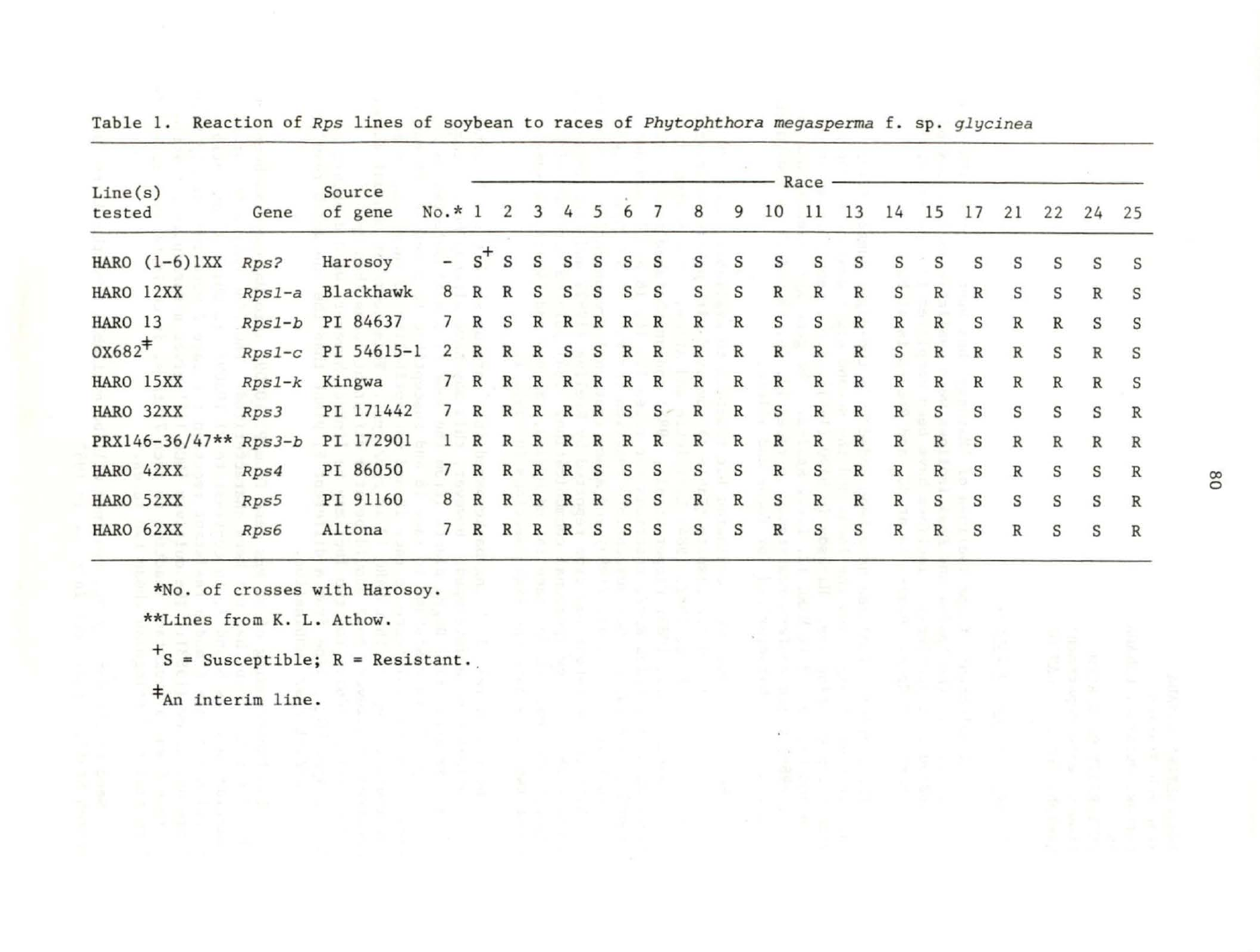Table 1. Reaction of *Rps* lines of soybean to races of *Phytophthora megasperma* f. sp. *glycinea*

| Line(s) tested | Gene | Source of gene | No.* | Race 1 | 2 | 3 | 4 | 5 | 6 | 7 | 8 | 9 | 10 | 11 | 13 | 14 | 15 | 17 | 21 | 22 | 24 | 25 |
|---|---|---|---|---|---|---|---|---|---|---|---|---|---|---|---|---|---|---|---|---|---|---|
| HARO (1-6)1XX | *Rps?* | Harosoy | - | S[+] | S | S | S | S | S | S | S | S | S | S | S | S | S | S | S | S | S | S |
| HARO 12XX | *Rps1-a* | Blackhawk | 8 | R | R | S | S | S | S | S | S | S | R | R | R | S | R | R | S | S | R | S |
| HARO 13 | *Rps1-b* | PI 84637 | 7 | R | S | R | R | R | R | R | R | R | S | S | R | R | R | S | R | R | S | S |
| OX682[‡] | *Rps1-c* | PI 54615-1 | 2 | R | R | R | S | S | R | R | R | R | R | R | R | S | R | R | R | S | R | S |
| HARO 15XX | *Rps1-k* | Kingwa | 7 | R | R | R | R | R | R | R | R | R | R | R | R | R | R | R | R | R | R | S |
| HARO 32XX | *Rps3* | PI 171442 | 7 | R | R | R | R | R | S | S | R | R | S | R | R | R | S | S | S | S | S | R |
| PRX146-36/47** | *Rps3-b* | PI 172901 | 1 | R | R | R | R | R | R | R | R | R | R | R | R | R | R | S | R | R | R | R |
| HARO 42XX | *Rps4* | PI 86050 | 7 | R | R | R | R | S | S | S | S | S | R | S | R | R | R | S | R | S | S | R |
| HARO 52XX | *Rps5* | PI 91160 | 8 | R | R | R | R | R | S | S | R | R | S | R | R | R | S | S | S | S | S | R |
| HARO 62XX | *Rps6* | Altona | 7 | R | R | R | R | S | S | S | S | S | R | S | S | R | R | S | R | S | S | R |

*No. of crosses with Harosoy.

**Lines from K. L. Athow.

[+]S = Susceptible; R = Resistant.

[‡]An interim line.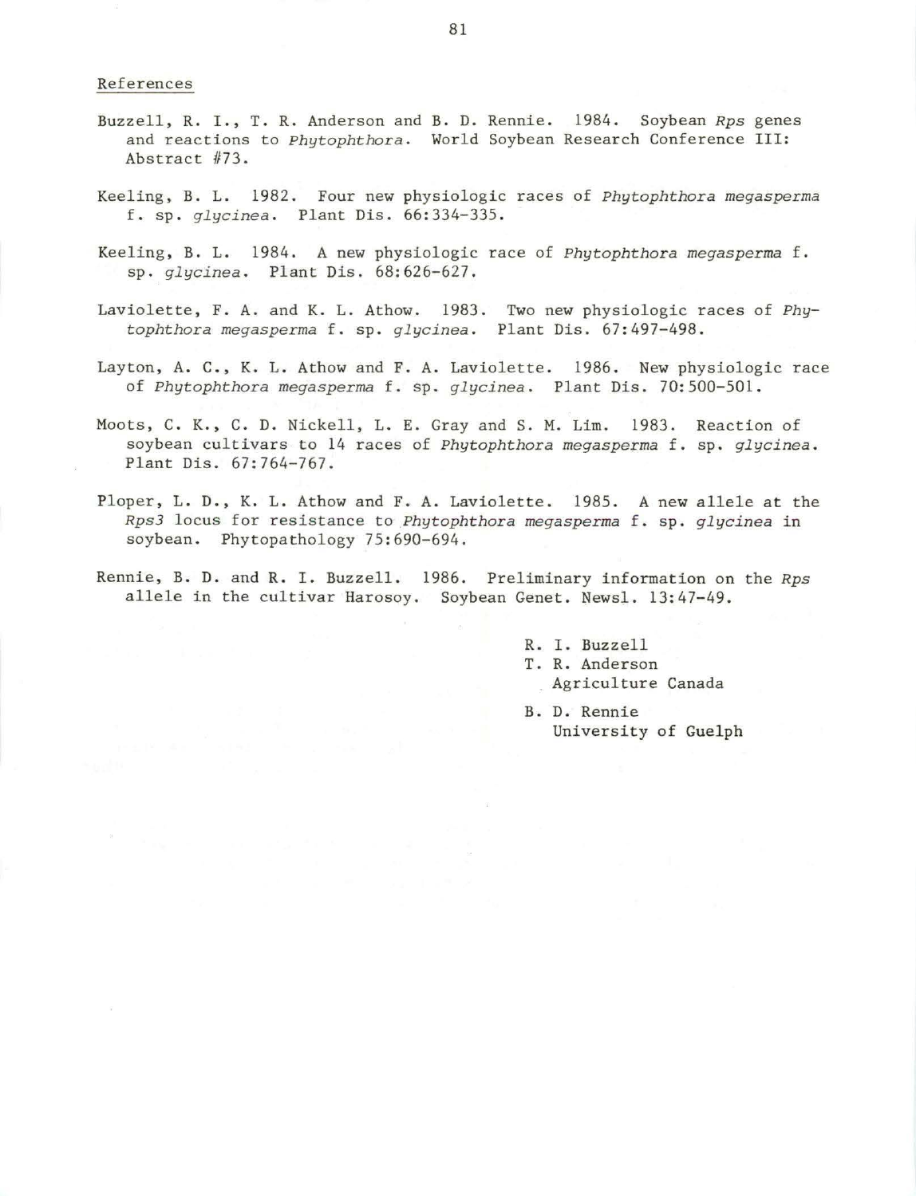References

Buzzell, R. I., T. R. Anderson and B. D. Rennie. 1984. Soybean *Rps* genes and reactions to *Phytophthora*. World Soybean Research Conference III: Abstract #73.

Keeling, B. L. 1982. Four new physiologic races of *Phytophthora megasperma* f. sp. *glycinea*. Plant Dis. 66:334-335.

Keeling, B. L. 1984. A new physiologic race of *Phytophthora megasperma* f. sp. *glycinea*. Plant Dis. 68:626-627.

Laviolette, F. A. and K. L. Athow. 1983. Two new physiologic races of *Phytophthora megasperma* f. sp. *glycinea*. Plant Dis. 67:497-498.

Layton, A. C., K. L. Athow and F. A. Laviolette. 1986. New physiologic race of *Phytophthora megasperma* f. sp. *glycinea*. Plant Dis. 70:500-501.

Moots, C. K., C. D. Nickell, L. E. Gray and S. M. Lim. 1983. Reaction of soybean cultivars to 14 races of *Phytophthora megasperma* f. sp. *glycinea*. Plant Dis. 67:764-767.

Ploper, L. D., K. L. Athow and F. A. Laviolette. 1985. A new allele at the *Rps3* locus for resistance to *Phytophthora megasperma* f. sp. *glycinea* in soybean. Phytopathology 75:690-694.

Rennie, B. D. and R. I. Buzzell. 1986. Preliminary information on the *Rps* allele in the cultivar Harosoy. Soybean Genet. Newsl. 13:47-49.

R. I. Buzzell
T. R. Anderson
Agriculture Canada

B. D. Rennie
University of Guelph